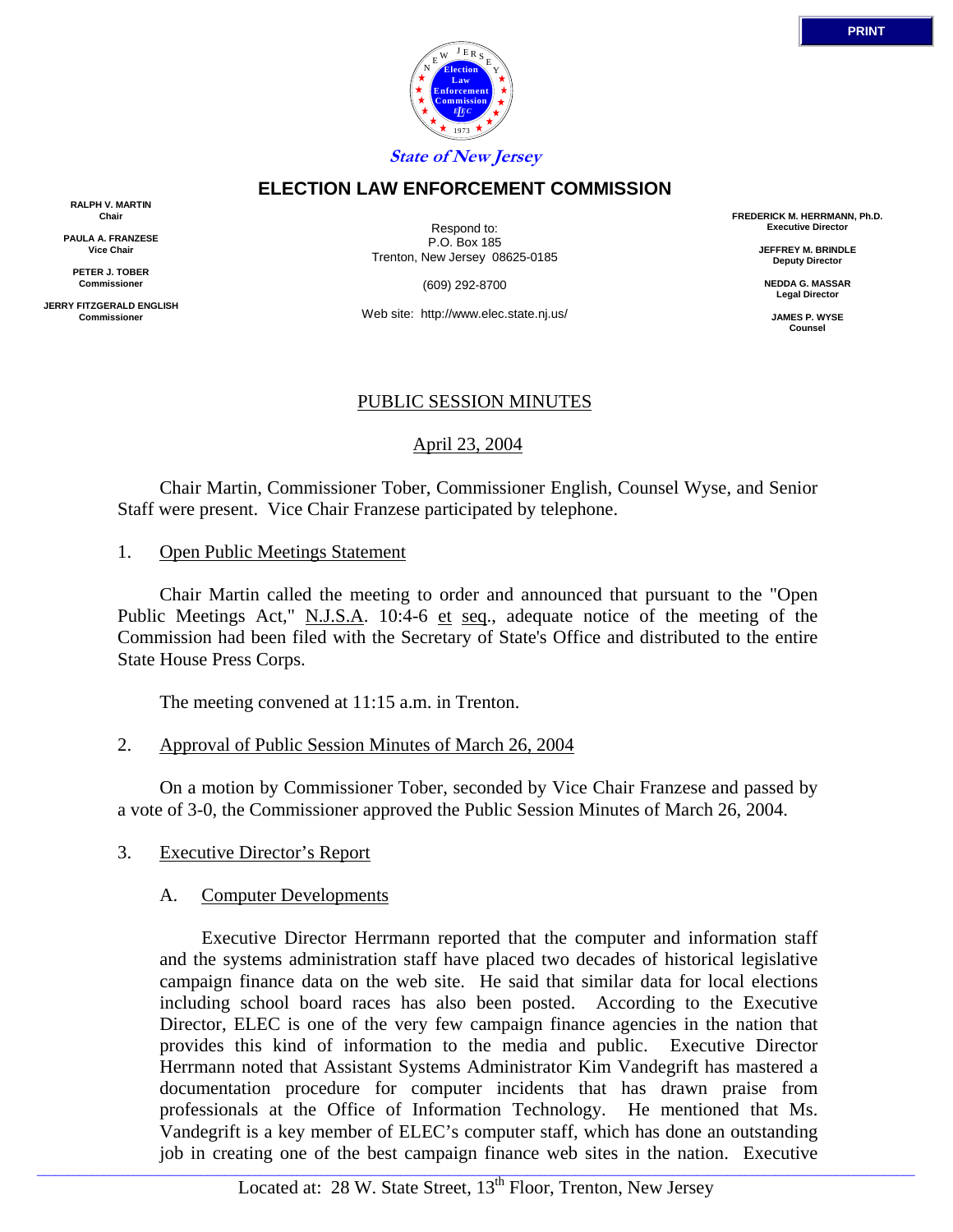State of New Jersey

# ELECTION LAW ENFORCEMENT COMMISSION

**RALPH V. MARTIN**
**Chair**

**PAULA A. FRANZESE**
**Vice Chair**

**PETER J. TOBER**
**Commissioner**

**JERRY FITZGERALD ENGLISH**
**Commissioner**

Respond to:
P.O. Box 185
Trenton, New Jersey 08625-0185

(609) 292-8700

Web site: http://www.elec.state.nj.us/

**FREDERICK M. HERRMANN, Ph.D.**
**Executive Director**

**JEFFREY M. BRINDLE**
**Deputy Director**

**NEDDA G. MASSAR**
**Legal Director**

**JAMES P. WYSE**
**Counsel**

## PUBLIC SESSION MINUTES

April 23, 2004

Chair Martin, Commissioner Tober, Commissioner English, Counsel Wyse, and Senior Staff were present. Vice Chair Franzese participated by telephone.

1. Open Public Meetings Statement

Chair Martin called the meeting to order and announced that pursuant to the "Open Public Meetings Act," N.J.S.A. 10:4-6 et seq., adequate notice of the meeting of the Commission had been filed with the Secretary of State's Office and distributed to the entire State House Press Corps.

The meeting convened at 11:15 a.m. in Trenton.

2. Approval of Public Session Minutes of March 26, 2004

On a motion by Commissioner Tober, seconded by Vice Chair Franzese and passed by a vote of 3-0, the Commissioner approved the Public Session Minutes of March 26, 2004.

3. Executive Director's Report

A. Computer Developments

Executive Director Herrmann reported that the computer and information staff and the systems administration staff have placed two decades of historical legislative campaign finance data on the web site. He said that similar data for local elections including school board races has also been posted. According to the Executive Director, ELEC is one of the very few campaign finance agencies in the nation that provides this kind of information to the media and public. Executive Director Herrmann noted that Assistant Systems Administrator Kim Vandegrift has mastered a documentation procedure for computer incidents that has drawn praise from professionals at the Office of Information Technology. He mentioned that Ms. Vandegrift is a key member of ELEC's computer staff, which has done an outstanding job in creating one of the best campaign finance web sites in the nation. Executive

Located at: 28 W. State Street, 13th Floor, Trenton, New Jersey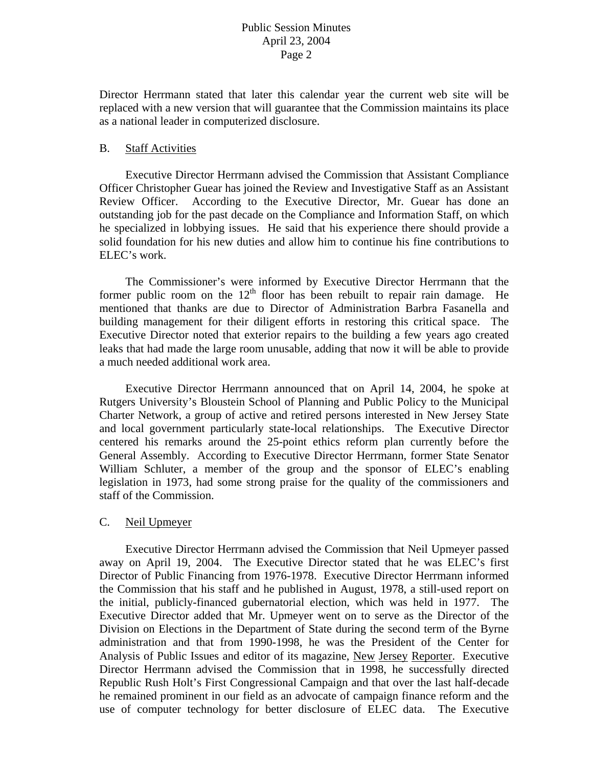Director Herrmann stated that later this calendar year the current web site will be replaced with a new version that will guarantee that the Commission maintains its place as a national leader in computerized disclosure.

B. Staff Activities

Executive Director Herrmann advised the Commission that Assistant Compliance Officer Christopher Guear has joined the Review and Investigative Staff as an Assistant Review Officer. According to the Executive Director, Mr. Guear has done an outstanding job for the past decade on the Compliance and Information Staff, on which he specialized in lobbying issues. He said that his experience there should provide a solid foundation for his new duties and allow him to continue his fine contributions to ELEC's work.

The Commissioner's were informed by Executive Director Herrmann that the former public room on the 12th floor has been rebuilt to repair rain damage. He mentioned that thanks are due to Director of Administration Barbra Fasanella and building management for their diligent efforts in restoring this critical space. The Executive Director noted that exterior repairs to the building a few years ago created leaks that had made the large room unusable, adding that now it will be able to provide a much needed additional work area.

Executive Director Herrmann announced that on April 14, 2004, he spoke at Rutgers University's Bloustein School of Planning and Public Policy to the Municipal Charter Network, a group of active and retired persons interested in New Jersey State and local government particularly state-local relationships. The Executive Director centered his remarks around the 25-point ethics reform plan currently before the General Assembly. According to Executive Director Herrmann, former State Senator William Schluter, a member of the group and the sponsor of ELEC's enabling legislation in 1973, had some strong praise for the quality of the commissioners and staff of the Commission.

C. Neil Upmeyer

Executive Director Herrmann advised the Commission that Neil Upmeyer passed away on April 19, 2004. The Executive Director stated that he was ELEC's first Director of Public Financing from 1976-1978. Executive Director Herrmann informed the Commission that his staff and he published in August, 1978, a still-used report on the initial, publicly-financed gubernatorial election, which was held in 1977. The Executive Director added that Mr. Upmeyer went on to serve as the Director of the Division on Elections in the Department of State during the second term of the Byrne administration and that from 1990-1998, he was the President of the Center for Analysis of Public Issues and editor of its magazine, New Jersey Reporter. Executive Director Herrmann advised the Commission that in 1998, he successfully directed Republic Rush Holt's First Congressional Campaign and that over the last half-decade he remained prominent in our field as an advocate of campaign finance reform and the use of computer technology for better disclosure of ELEC data. The Executive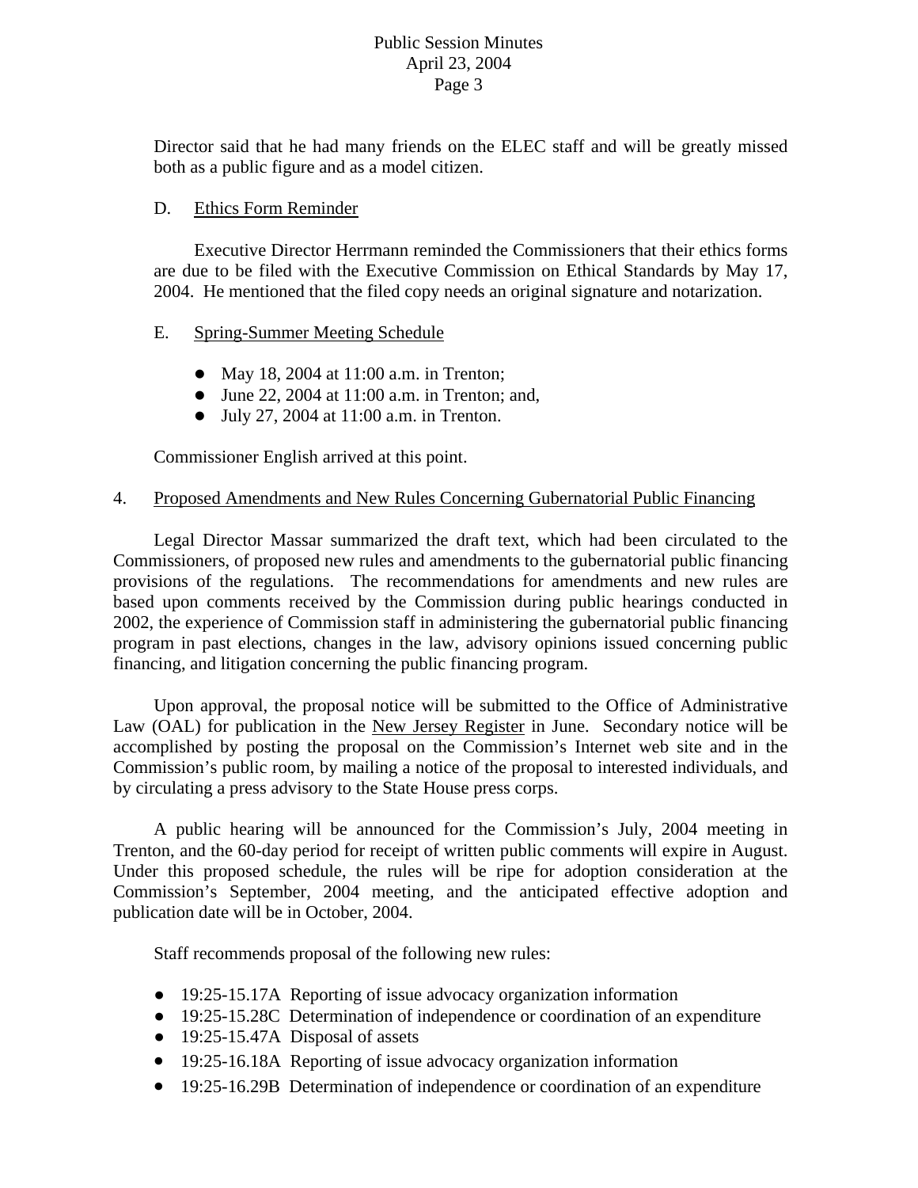Director said that he had many friends on the ELEC staff and will be greatly missed both as a public figure and as a model citizen.

D. Ethics Form Reminder

Executive Director Herrmann reminded the Commissioners that their ethics forms are due to be filed with the Executive Commission on Ethical Standards by May 17, 2004. He mentioned that the filed copy needs an original signature and notarization.

E. Spring-Summer Meeting Schedule

- May 18, 2004 at 11:00 a.m. in Trenton;
- June 22, 2004 at 11:00 a.m. in Trenton; and,
- July 27, 2004 at 11:00 a.m. in Trenton.

Commissioner English arrived at this point.

4. Proposed Amendments and New Rules Concerning Gubernatorial Public Financing

Legal Director Massar summarized the draft text, which had been circulated to the Commissioners, of proposed new rules and amendments to the gubernatorial public financing provisions of the regulations. The recommendations for amendments and new rules are based upon comments received by the Commission during public hearings conducted in 2002, the experience of Commission staff in administering the gubernatorial public financing program in past elections, changes in the law, advisory opinions issued concerning public financing, and litigation concerning the public financing program.

Upon approval, the proposal notice will be submitted to the Office of Administrative Law (OAL) for publication in the New Jersey Register in June. Secondary notice will be accomplished by posting the proposal on the Commission's Internet web site and in the Commission's public room, by mailing a notice of the proposal to interested individuals, and by circulating a press advisory to the State House press corps.

A public hearing will be announced for the Commission's July, 2004 meeting in Trenton, and the 60-day period for receipt of written public comments will expire in August. Under this proposed schedule, the rules will be ripe for adoption consideration at the Commission's September, 2004 meeting, and the anticipated effective adoption and publication date will be in October, 2004.

Staff recommends proposal of the following new rules:

- 19:25-15.17A Reporting of issue advocacy organization information
- 19:25-15.28C Determination of independence or coordination of an expenditure
- 19:25-15.47A Disposal of assets
- 19:25-16.18A Reporting of issue advocacy organization information
- 19:25-16.29B Determination of independence or coordination of an expenditure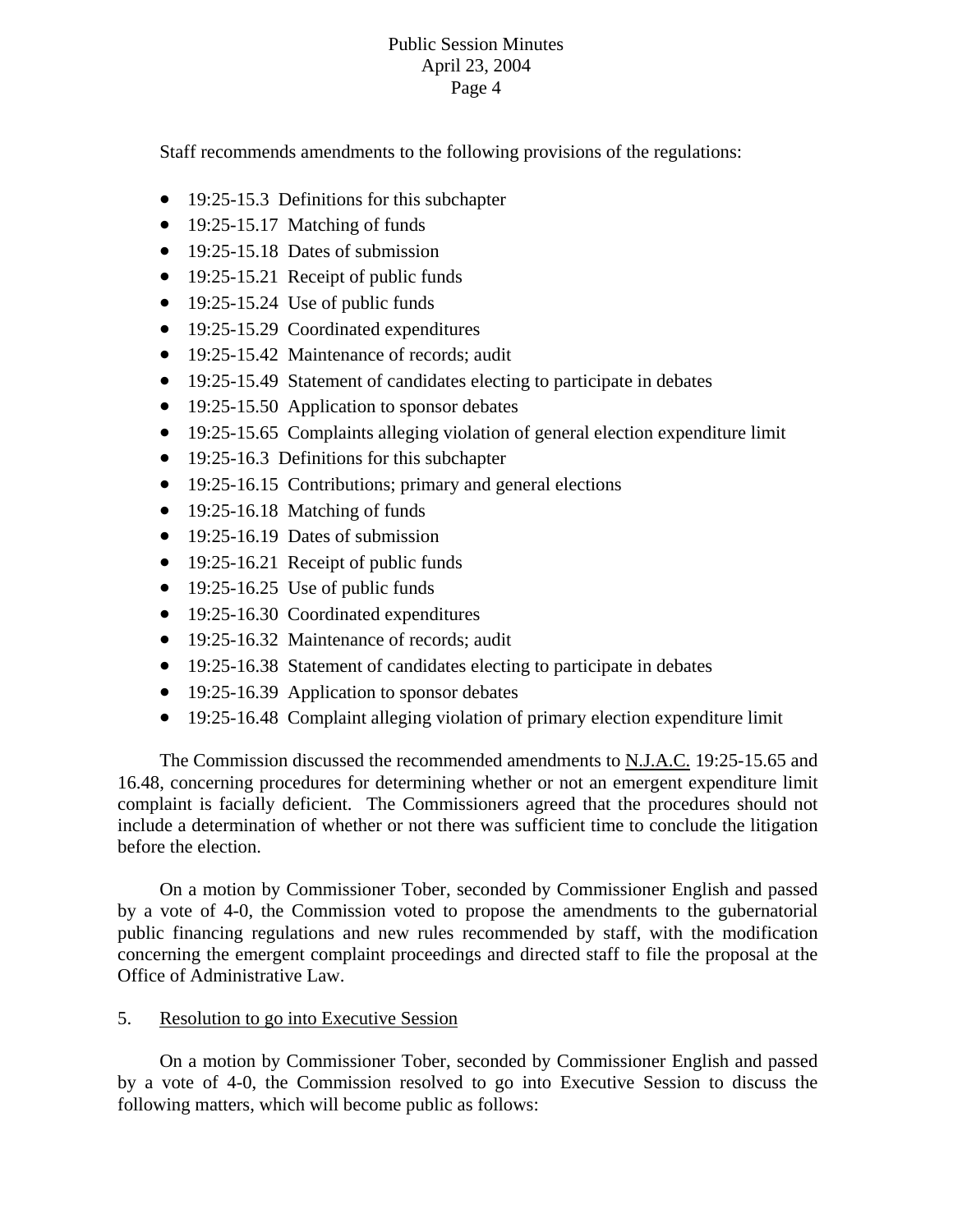Staff recommends amendments to the following provisions of the regulations:

- 19:25-15.3 Definitions for this subchapter
- 19:25-15.17 Matching of funds
- 19:25-15.18 Dates of submission
- 19:25-15.21 Receipt of public funds
- 19:25-15.24 Use of public funds
- 19:25-15.29 Coordinated expenditures
- 19:25-15.42 Maintenance of records; audit
- 19:25-15.49 Statement of candidates electing to participate in debates
- 19:25-15.50 Application to sponsor debates
- 19:25-15.65 Complaints alleging violation of general election expenditure limit
- 19:25-16.3 Definitions for this subchapter
- 19:25-16.15 Contributions; primary and general elections
- 19:25-16.18 Matching of funds
- 19:25-16.19 Dates of submission
- 19:25-16.21 Receipt of public funds
- 19:25-16.25 Use of public funds
- 19:25-16.30 Coordinated expenditures
- 19:25-16.32 Maintenance of records; audit
- 19:25-16.38 Statement of candidates electing to participate in debates
- 19:25-16.39 Application to sponsor debates
- 19:25-16.48 Complaint alleging violation of primary election expenditure limit

The Commission discussed the recommended amendments to N.J.A.C. 19:25-15.65 and 16.48, concerning procedures for determining whether or not an emergent expenditure limit complaint is facially deficient. The Commissioners agreed that the procedures should not include a determination of whether or not there was sufficient time to conclude the litigation before the election.

On a motion by Commissioner Tober, seconded by Commissioner English and passed by a vote of 4-0, the Commission voted to propose the amendments to the gubernatorial public financing regulations and new rules recommended by staff, with the modification concerning the emergent complaint proceedings and directed staff to file the proposal at the Office of Administrative Law.

5. Resolution to go into Executive Session

On a motion by Commissioner Tober, seconded by Commissioner English and passed by a vote of 4-0, the Commission resolved to go into Executive Session to discuss the following matters, which will become public as follows: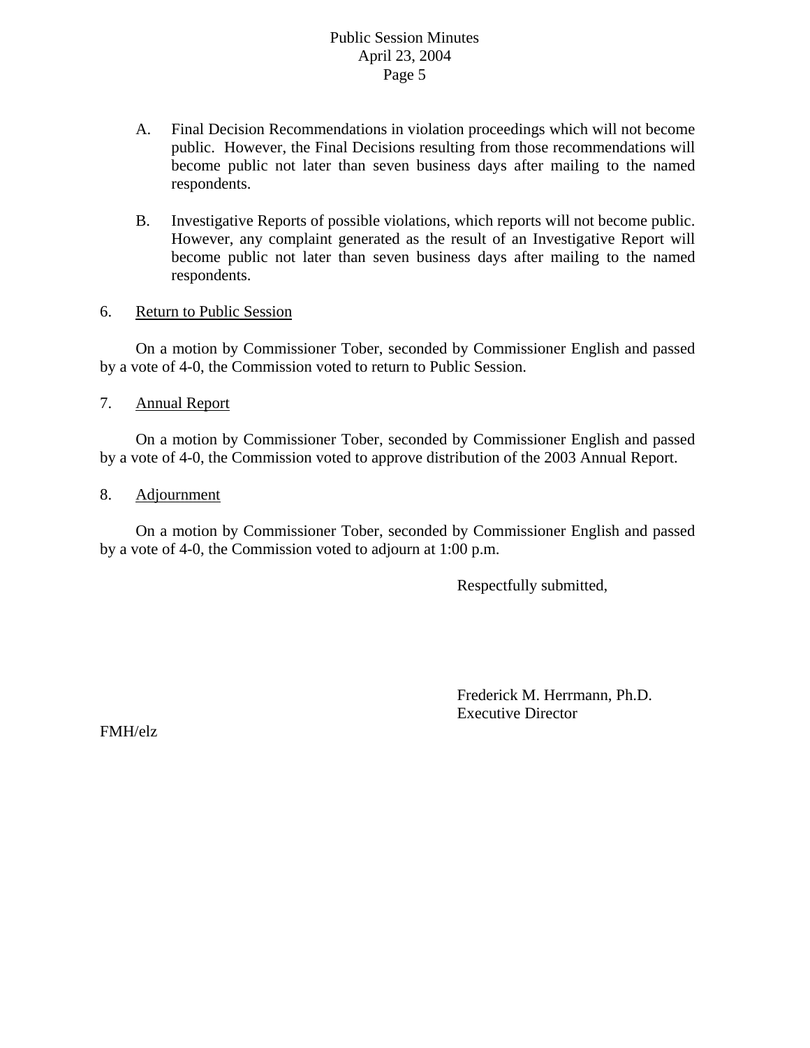A. Final Decision Recommendations in violation proceedings which will not become public. However, the Final Decisions resulting from those recommendations will become public not later than seven business days after mailing to the named respondents.

B. Investigative Reports of possible violations, which reports will not become public. However, any complaint generated as the result of an Investigative Report will become public not later than seven business days after mailing to the named respondents.

6. Return to Public Session

On a motion by Commissioner Tober, seconded by Commissioner English and passed by a vote of 4-0, the Commission voted to return to Public Session.

7. Annual Report

On a motion by Commissioner Tober, seconded by Commissioner English and passed by a vote of 4-0, the Commission voted to approve distribution of the 2003 Annual Report.

8. Adjournment

On a motion by Commissioner Tober, seconded by Commissioner English and passed by a vote of 4-0, the Commission voted to adjourn at 1:00 p.m.

Respectfully submitted,

Frederick M. Herrmann, Ph.D.
Executive Director

FMH/elz